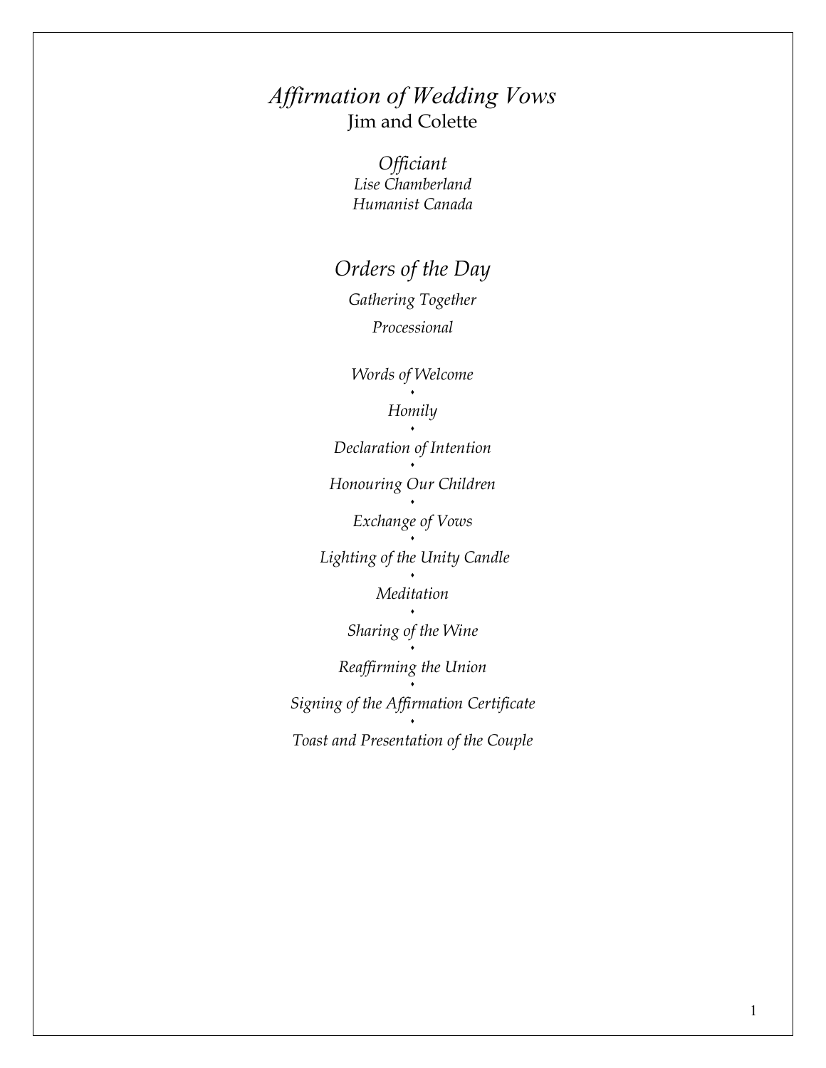# *Affirmation of Wedding Vows*

Jim and Colette

*Officiant*

*Lise Chamberland*

*Humanist Canada*

## *Orders of the Day*

*Gathering Together*

*Processional*

*Words of Welcome*

⬩

*Homily*

⬩

*Declaration of Intention*

⬩

*Honouring Our Children*

⬩

*Exchange of Vows*

⬩

*Lighting of the Unity Candle*

⬩

*Meditation*

⬩

*Sharing of the Wine*

⬩

*Reaffirming the Union*

⬩

*Signing of the Affirmation Certificate*

⬩

*Toast and Presentation of the Couple*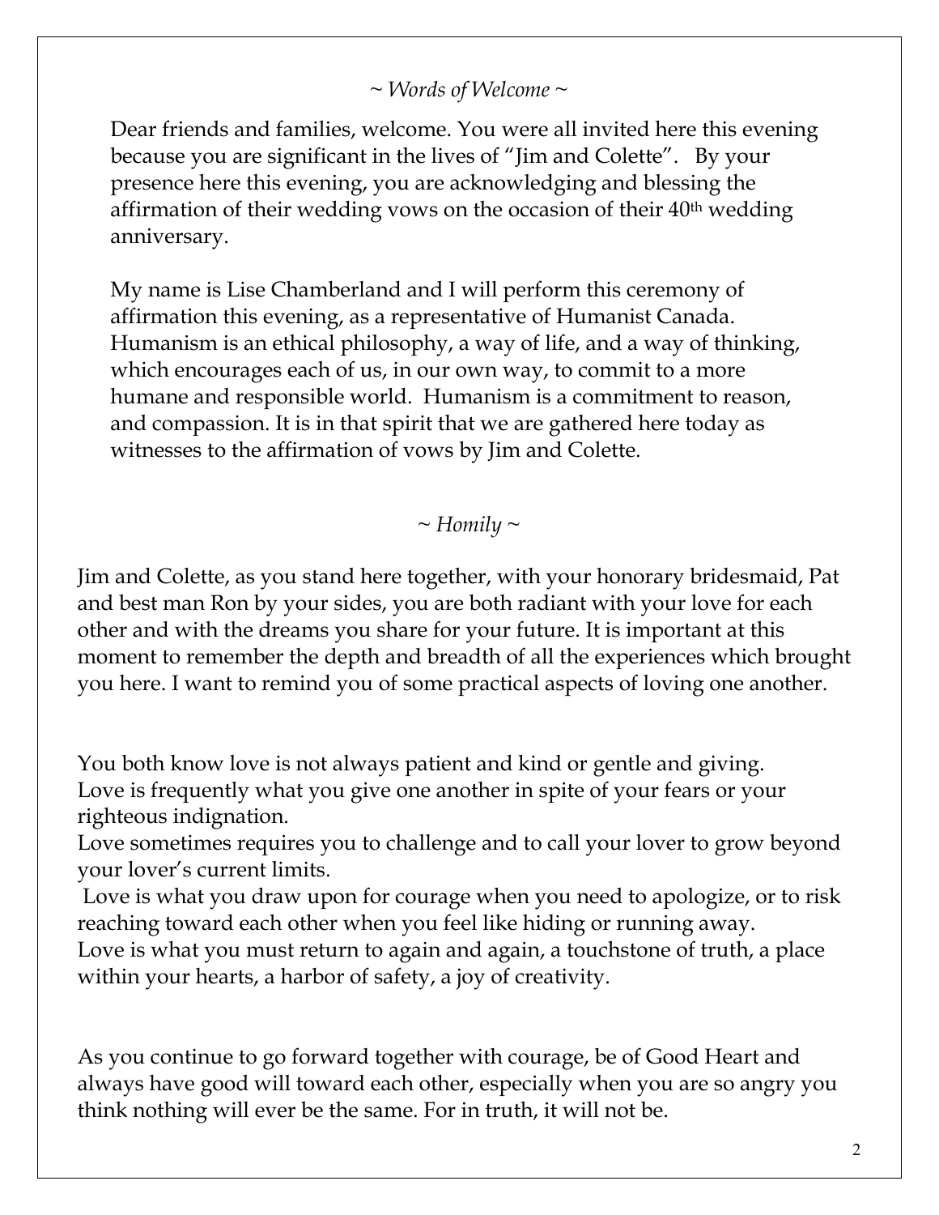*~ Words of Welcome ~*

Dear friends and families, welcome. You were all invited here this evening because you are significant in the lives of "Jim and Colette". By your presence here this evening, you are acknowledging and blessing the affirmation of their wedding vows on the occasion of their 40th wedding anniversary.

My name is Lise Chamberland and I will perform this ceremony of affirmation this evening, as a representative of Humanist Canada. Humanism is an ethical philosophy, a way of life, and a way of thinking, which encourages each of us, in our own way, to commit to a more humane and responsible world. Humanism is a commitment to reason, and compassion. It is in that spirit that we are gathered here today as witnesses to the affirmation of vows by Jim and Colette.

*~ Homily ~*

Jim and Colette, as you stand here together, with your honorary bridesmaid, Pat and best man Ron by your sides, you are both radiant with your love for each other and with the dreams you share for your future. It is important at this moment to remember the depth and breadth of all the experiences which brought you here. I want to remind you of some practical aspects of loving one another.

You both know love is not always patient and kind or gentle and giving.
Love is frequently what you give one another in spite of your fears or your righteous indignation.
Love sometimes requires you to challenge and to call your lover to grow beyond your lover's current limits.
Love is what you draw upon for courage when you need to apologize, or to risk reaching toward each other when you feel like hiding or running away.
Love is what you must return to again and again, a touchstone of truth, a place within your hearts, a harbor of safety, a joy of creativity.

As you continue to go forward together with courage, be of Good Heart and always have good will toward each other, especially when you are so angry you think nothing will ever be the same. For in truth, it will not be.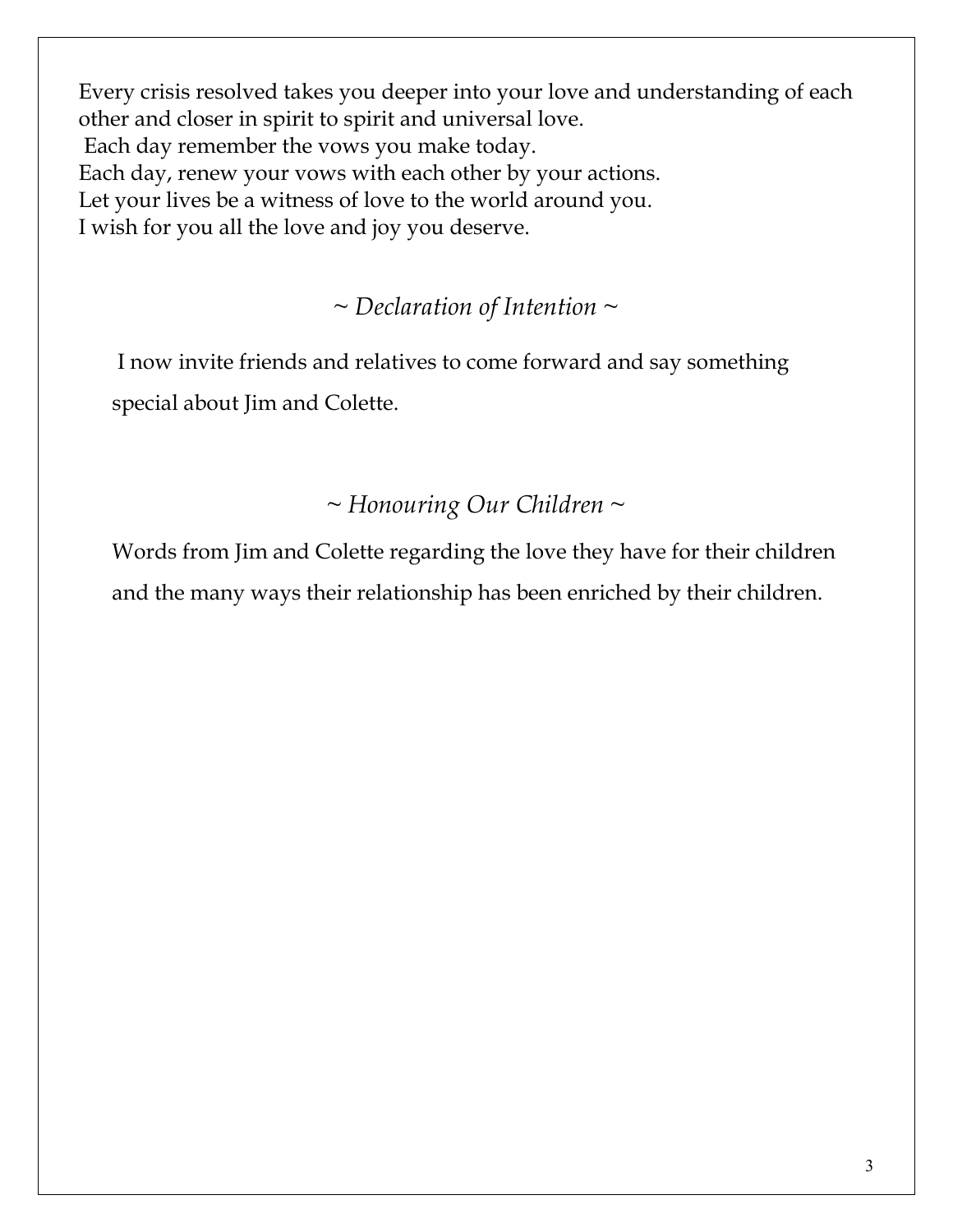Every crisis resolved takes you deeper into your love and understanding of each other and closer in spirit to spirit and universal love.
Each day remember the vows you make today.
Each day, renew your vows with each other by your actions.
Let your lives be a witness of love to the world around you.
I wish for you all the love and joy you deserve.

## *~ Declaration of Intention ~*

I now invite friends and relatives to come forward and say something special about Jim and Colette.

## *~ Honouring Our Children ~*

Words from Jim and Colette regarding the love they have for their children and the many ways their relationship has been enriched by their children.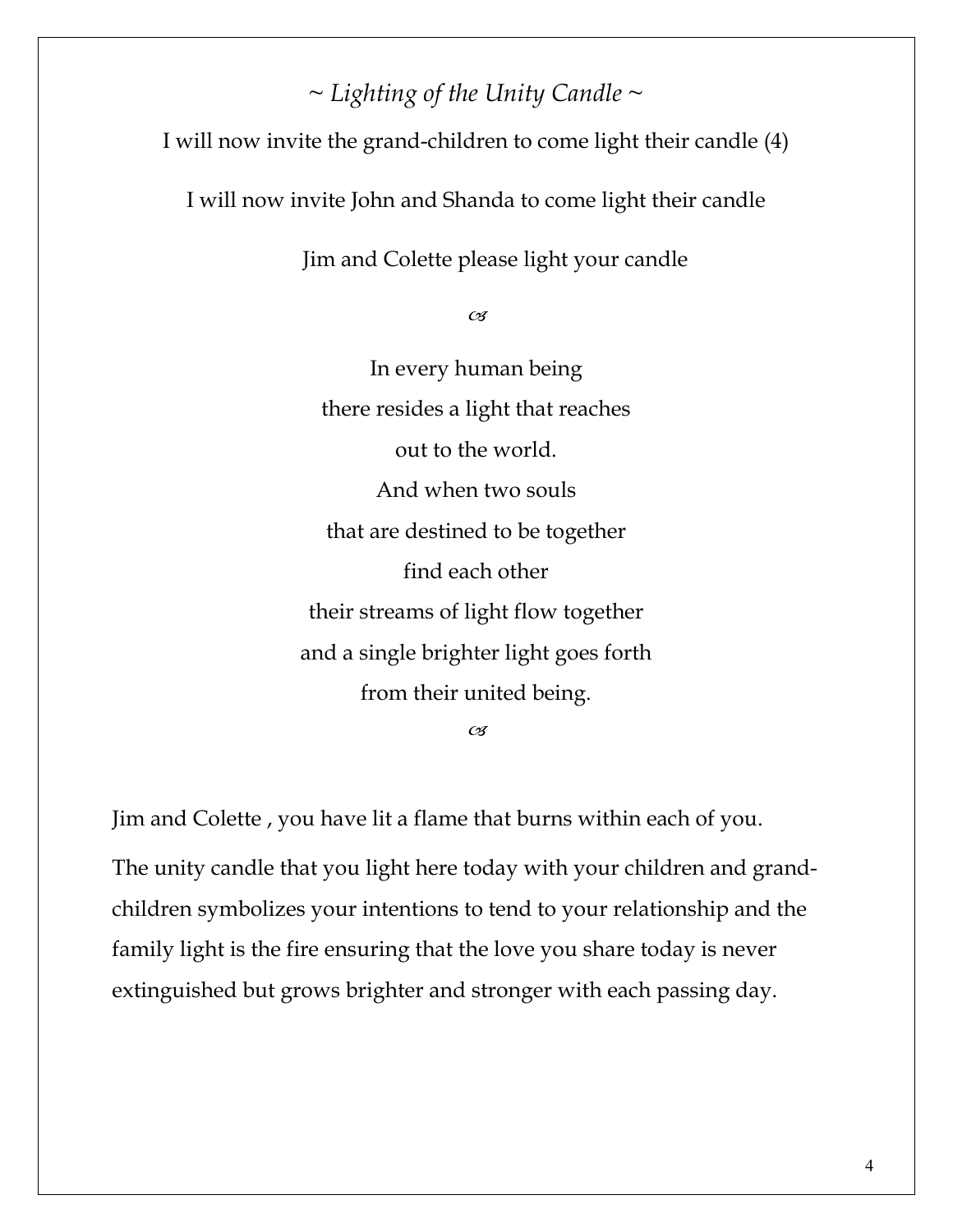*~ Lighting of the Unity Candle ~*

I will now invite the grand-children to come light their candle (4)

I will now invite John and Shanda to come light their candle

Jim and Colette please light your candle

☙

In every human being
there resides a light that reaches
out to the world.
And when two souls
that are destined to be together
find each other
their streams of light flow together
and a single brighter light goes forth
from their united being.

☙

Jim and Colette , you have lit a flame that burns within each of you.

The unity candle that you light here today with your children and grand-children symbolizes your intentions to tend to your relationship and the family light is the fire ensuring that the love you share today is never extinguished but grows brighter and stronger with each passing day.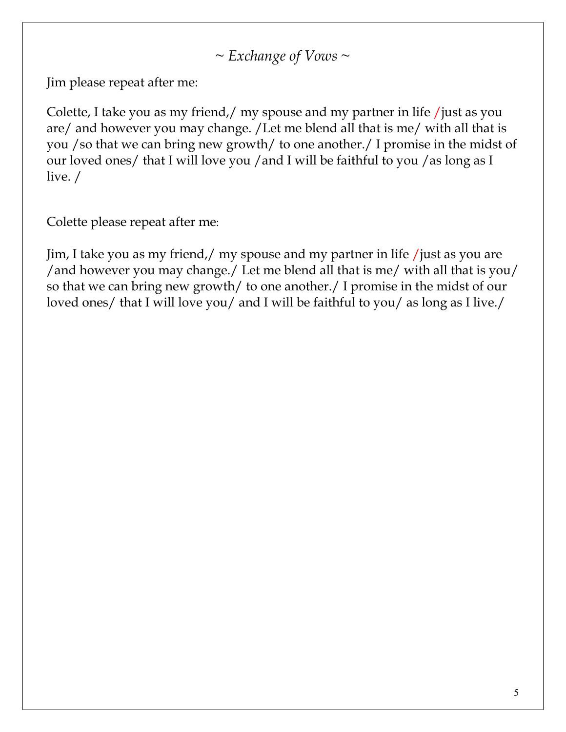*~ Exchange of Vows ~*

Jim please repeat after me:

Colette, I take you as my friend,/ my spouse and my partner in life /just as you are/ and however you may change. /Let me blend all that is me/ with all that is you /so that we can bring new growth/ to one another./ I promise in the midst of our loved ones/ that I will love you /and I will be faithful to you /as long as I live. /

Colette please repeat after me:

Jim, I take you as my friend,/ my spouse and my partner in life /just as you are /and however you may change./ Let me blend all that is me/ with all that is you/ so that we can bring new growth/ to one another./ I promise in the midst of our loved ones/ that I will love you/ and I will be faithful to you/ as long as I live./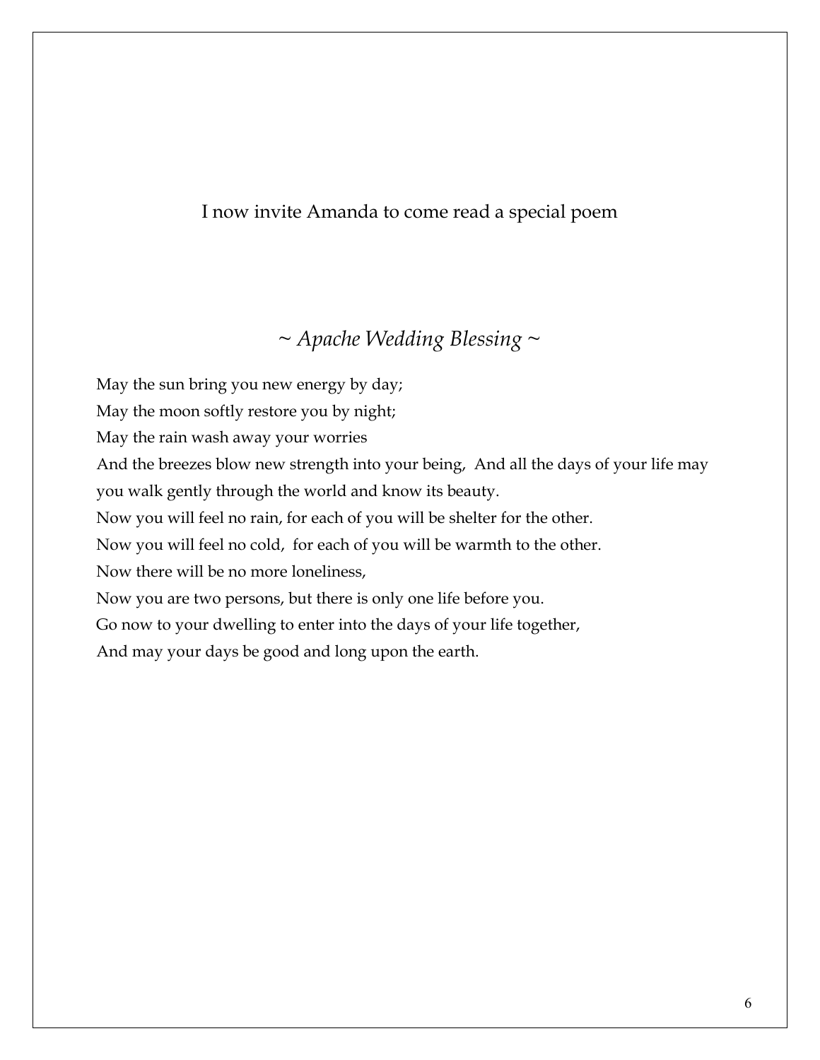I now invite Amanda to come read a special poem

## *~ Apache Wedding Blessing ~*

May the sun bring you new energy by day;

May the moon softly restore you by night;

May the rain wash away your worries

And the breezes blow new strength into your being, And all the days of your life may you walk gently through the world and know its beauty.

Now you will feel no rain, for each of you will be shelter for the other.

Now you will feel no cold, for each of you will be warmth to the other.

Now there will be no more loneliness,

Now you are two persons, but there is only one life before you.

Go now to your dwelling to enter into the days of your life together,

And may your days be good and long upon the earth.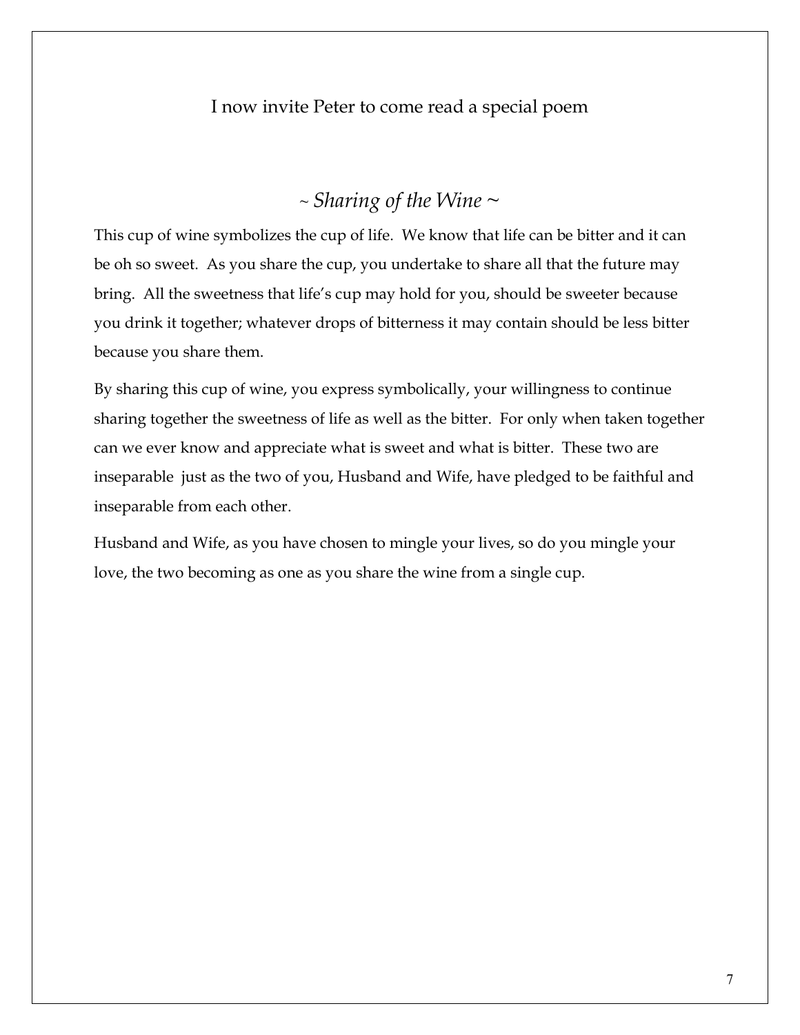I now invite Peter to come read a special poem

## *~ Sharing of the Wine ~*

This cup of wine symbolizes the cup of life. We know that life can be bitter and it can be oh so sweet. As you share the cup, you undertake to share all that the future may bring. All the sweetness that life's cup may hold for you, should be sweeter because you drink it together; whatever drops of bitterness it may contain should be less bitter because you share them.

By sharing this cup of wine, you express symbolically, your willingness to continue sharing together the sweetness of life as well as the bitter. For only when taken together can we ever know and appreciate what is sweet and what is bitter. These two are inseparable just as the two of you, Husband and Wife, have pledged to be faithful and inseparable from each other.

Husband and Wife, as you have chosen to mingle your lives, so do you mingle your love, the two becoming as one as you share the wine from a single cup.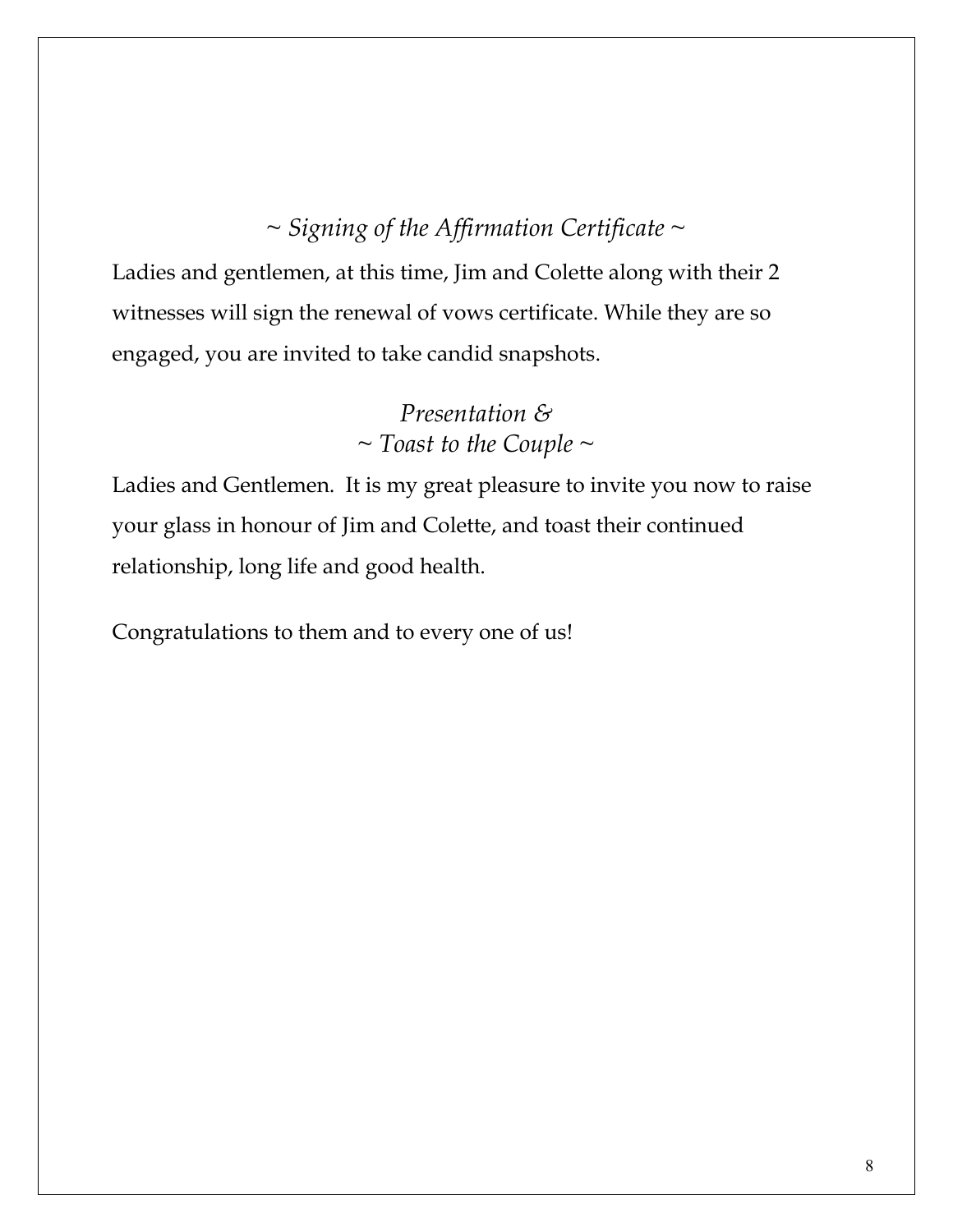## *~ Signing of the Affirmation Certificate ~*

Ladies and gentlemen, at this time, Jim and Colette along with their 2 witnesses will sign the renewal of vows certificate. While they are so engaged, you are invited to take candid snapshots.

## *Presentation &*
## *~ Toast to the Couple ~*

Ladies and Gentlemen. It is my great pleasure to invite you now to raise your glass in honour of Jim and Colette, and toast their continued relationship, long life and good health.

Congratulations to them and to every one of us!